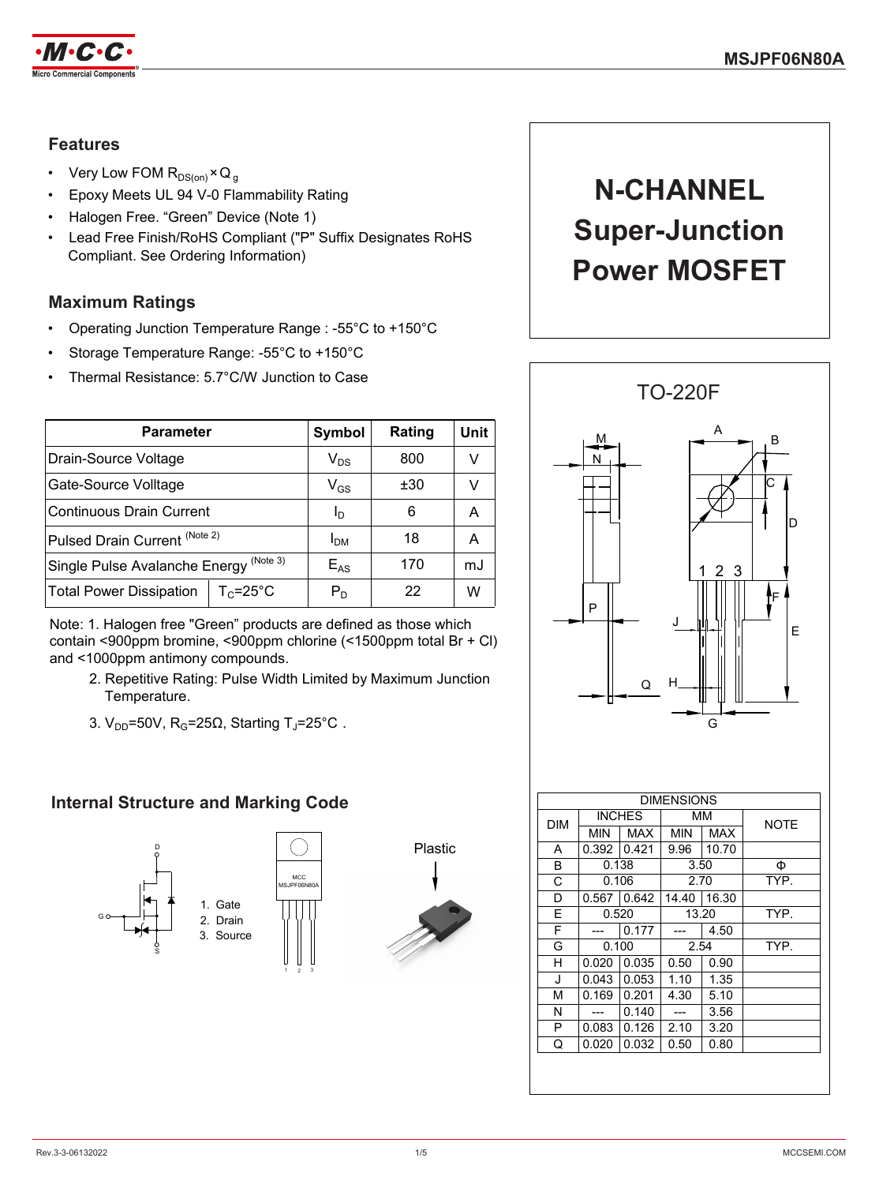# MSJPF06N80A

# N-CHANNEL Super-Junction Power MOSFET

## Features

- Very Low FOM $R_{DS(on)} \times Q_g$
- Epoxy Meets UL 94 V-0 Flammability Rating
- Halogen Free. "Green" Device (Note 1)
- Lead Free Finish/RoHS Compliant ("P" Suffix Designates RoHS Compliant. See Ordering Information)

## Maximum Ratings

- Operating Junction Temperature Range : -55°C to +150°C
- Storage Temperature Range: -55°C to +150°C
- Thermal Resistance: 5.7°C/W Junction to Case

| Parameter | | Symbol | Rating | Unit |
|---|---|---|---|---|
| Drain-Source Voltage | | $V_{DS}$ | 800 | V |
| Gate-Source Volltage | | $V_{GS}$ | ±30 | V |
| Continuous Drain Current | | $I_D$ | 6 | A |
| Pulsed Drain Current (Note 2) | | $I_{DM}$ | 18 | A |
| Single Pulse Avalanche Energy (Note 3) | | $E_{AS}$ | 170 | mJ |
| Total Power Dissipation | $T_C$=25°C | $P_D$ | 22 | W |

Note: 1. Halogen free "Green" products are defined as those which contain <900ppm bromine, <900ppm chlorine (<1500ppm total Br + Cl) and <1000ppm antimony compounds.

2. Repetitive Rating: Pulse Width Limited by Maximum Junction Temperature.

3. $V_{DD}$=50V, $R_G$=25Ω, Starting $T_J$=25°C .

## TO-220F

| DIM | INCHES | | MM | | NOTE |
|---|---|---|---|---|---|
| | MIN | MAX | MIN | MAX | |
| A | 0.392 | 0.421 | 9.96 | 10.70 | |
| B | 0.138 | | 3.50 | | Φ |
| C | 0.106 | | 2.70 | | TYP. |
| D | 0.567 | 0.642 | 14.40 | 16.30 | |
| E | 0.520 | | 13.20 | | TYP. |
| F | --- | 0.177 | --- | 4.50 | |
| G | 0.100 | | 2.54 | | TYP. |
| H | 0.020 | 0.035 | 0.50 | 0.90 | |
| J | 0.043 | 0.053 | 1.10 | 1.35 | |
| M | 0.169 | 0.201 | 4.30 | 5.10 | |
| N | --- | 0.140 | --- | 3.56 | |
| P | 0.083 | 0.126 | 2.10 | 3.20 | |
| Q | 0.020 | 0.032 | 0.50 | 0.80 | |

## Internal Structure and Marking Code

1. Gate
2. Drain
3. Source

MCC
MSJPF06N80A

Plastic

Rev.3-3-06132022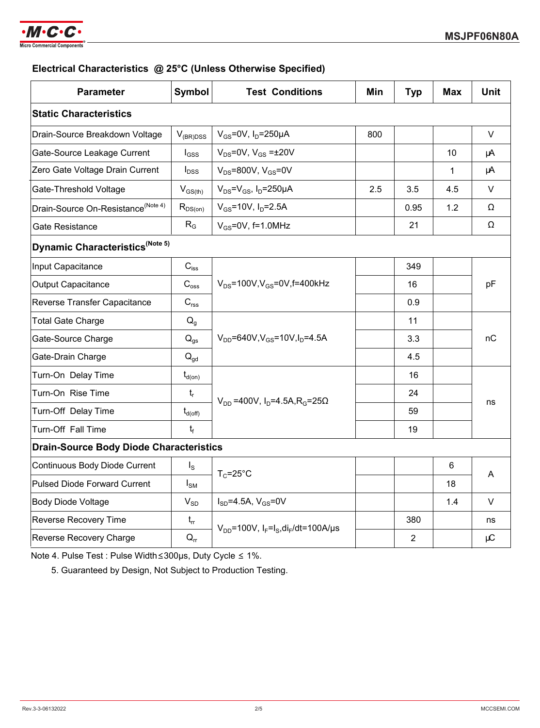## Electrical Characteristics @ 25°C (Unless Otherwise Specified)

| Parameter | Symbol | Test Conditions | Min | Typ | Max | Unit |
|---|---|---|---|---|---|---|
| **Static Characteristics** | | | | | | |
| Drain-Source Breakdown Voltage | $V_{(BR)DSS}$ | $V_{GS}$=0V, $I_D$=250μA | 800 | | | V |
| Gate-Source Leakage Current | $I_{GSS}$ | $V_{DS}$=0V, $V_{GS}$ =±20V | | | 10 | μA |
| Zero Gate Voltage Drain Current | $I_{DSS}$ | $V_{DS}$=800V, $V_{GS}$=0V | | | 1 | μA |
| Gate-Threshold Voltage | $V_{GS(th)}$ | $V_{DS}$=$V_{GS}$, $I_D$=250μA | 2.5 | 3.5 | 4.5 | V |
| Drain-Source On-Resistance(Note 4) | $R_{DS(on)}$ | $V_{GS}$=10V, $I_D$=2.5A | | 0.95 | 1.2 | Ω |
| Gate Resistance | $R_G$ | $V_{GS}$=0V, f=1.0MHz | | 21 | | Ω |
| **Dynamic Characteristics(Note 5)** | | | | | | |
| Input Capacitance | $C_{iss}$ | $V_{DS}$=100V,$V_{GS}$=0V,f=400kHz | | 349 | | pF |
| Output Capacitance | $C_{oss}$ | | | 16 | | |
| Reverse Transfer Capacitance | $C_{rss}$ | | | 0.9 | | |
| Total Gate Charge | $Q_g$ | $V_{DD}$=640V,$V_{GS}$=10V,$I_D$=4.5A | | 11 | | nC |
| Gate-Source Charge | $Q_{gs}$ | | | 3.3 | | |
| Gate-Drain Charge | $Q_{gd}$ | | | 4.5 | | |
| Turn-On Delay Time | $t_{d(on)}$ | $V_{DD}$ =400V, $I_D$=4.5A,$R_G$=25Ω | | 16 | | ns |
| Turn-On Rise Time | $t_r$ | | | 24 | | |
| Turn-Off Delay Time | $t_{d(off)}$ | | | 59 | | |
| Turn-Off Fall Time | $t_f$ | | | 19 | | |
| **Drain-Source Body Diode Characteristics** | | | | | | |
| Continuous Body Diode Current | $I_S$ | $T_C$=25°C | | | 6 | A |
| Pulsed Diode Forward Current | $I_{SM}$ | | | | 18 | |
| Body Diode Voltage | $V_{SD}$ | $I_{SD}$=4.5A, $V_{GS}$=0V | | | 1.4 | V |
| Reverse Recovery Time | $t_{rr}$ | $V_{DD}$=100V, $I_F$=$I_S$,$di_F/dt$=100A/μs | | 380 | | ns |
| Reverse Recovery Charge | $Q_{rr}$ | | | 2 | | μC |

Note 4. Pulse Test : Pulse Width≤300μs, Duty Cycle ≤ 1%.

5. Guaranteed by Design, Not Subject to Production Testing.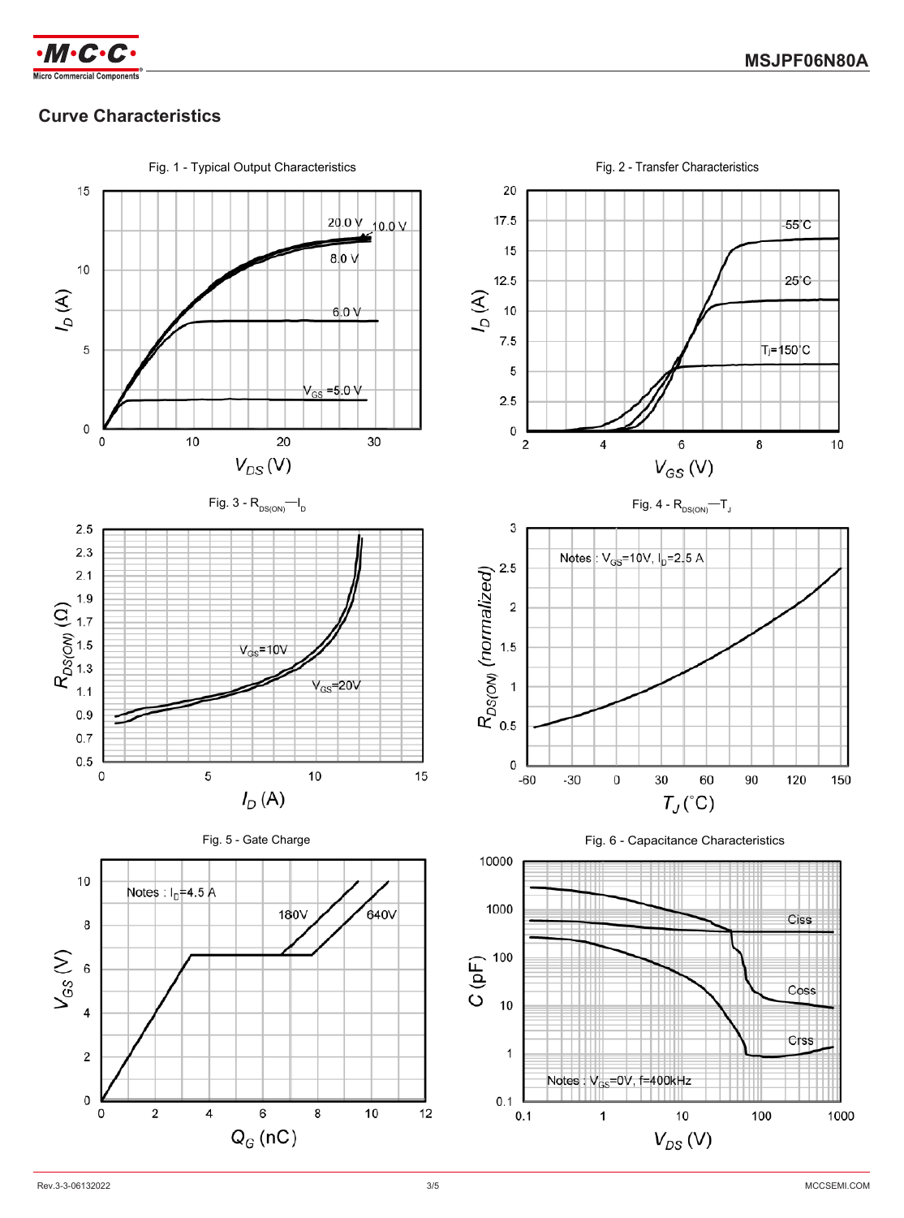## Curve Characteristics

Fig. 1 - Typical Output Characteristics

Fig. 2 - Transfer Characteristics

Fig. 3 - $R_{DS(ON)}$—$I_D$

Fig. 4 - $R_{DS(ON)}$—$T_J$

Fig. 5 - Gate Charge

Fig. 6 - Capacitance Characteristics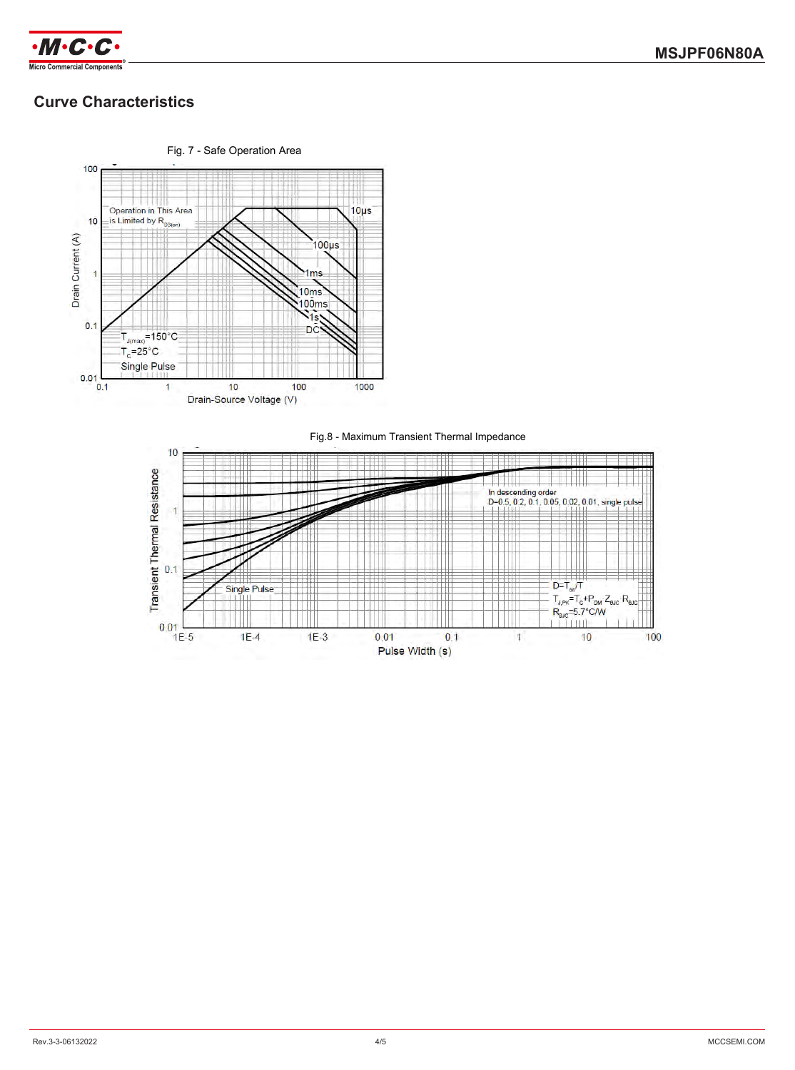## Curve Characteristics

Fig. 7 - Safe Operation Area

Fig.8 - Maximum Transient Thermal Impedance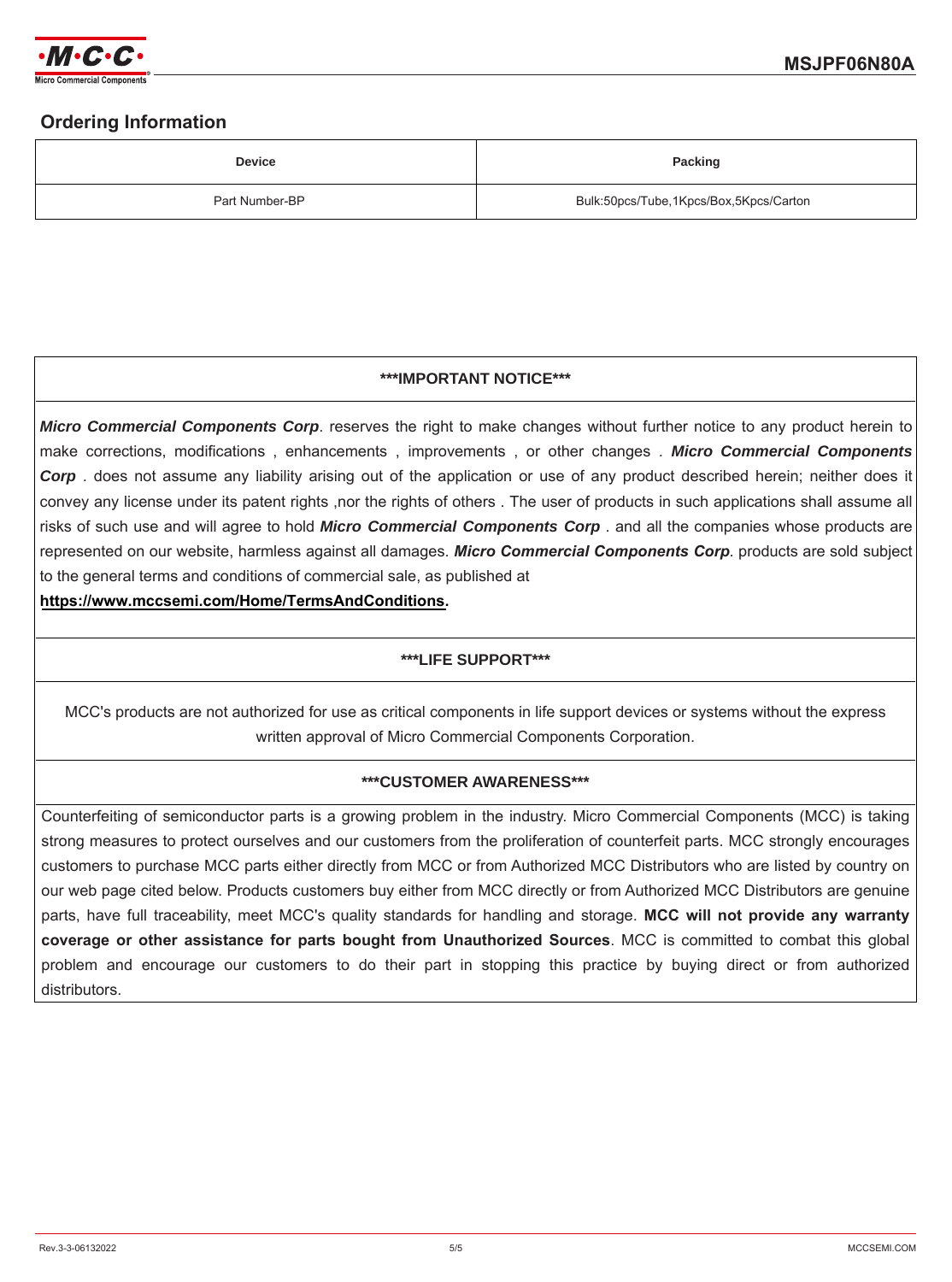## Ordering Information

| Device | Packing |
| --- | --- |
| Part Number-BP | Bulk:50pcs/Tube,1Kpcs/Box,5Kpcs/Carton |

**\*\*\*IMPORTANT NOTICE\*\*\***

***Micro Commercial Components Corp***. reserves the right to make changes without further notice to any product herein to make corrections, modifications , enhancements , improvements , or other changes . ***Micro Commercial Components Corp*** . does not assume any liability arising out of the application or use of any product described herein; neither does it convey any license under its patent rights ,nor the rights of others . The user of products in such applications shall assume all risks of such use and will agree to hold ***Micro Commercial Components Corp*** . and all the companies whose products are represented on our website, harmless against all damages. ***Micro Commercial Components Corp***. products are sold subject to the general terms and conditions of commercial sale, as published at
**https://www.mccsemi.com/Home/TermsAndConditions.**

**\*\*\*LIFE SUPPORT\*\*\***

MCC's products are not authorized for use as critical components in life support devices or systems without the express written approval of Micro Commercial Components Corporation.

**\*\*\*CUSTOMER AWARENESS\*\*\***

Counterfeiting of semiconductor parts is a growing problem in the industry. Micro Commercial Components (MCC) is taking strong measures to protect ourselves and our customers from the proliferation of counterfeit parts. MCC strongly encourages customers to purchase MCC parts either directly from MCC or from Authorized MCC Distributors who are listed by country on our web page cited below. Products customers buy either from MCC directly or from Authorized MCC Distributors are genuine parts, have full traceability, meet MCC's quality standards for handling and storage. **MCC will not provide any warranty coverage or other assistance for parts bought from Unauthorized Sources**. MCC is committed to combat this global problem and encourage our customers to do their part in stopping this practice by buying direct or from authorized distributors.